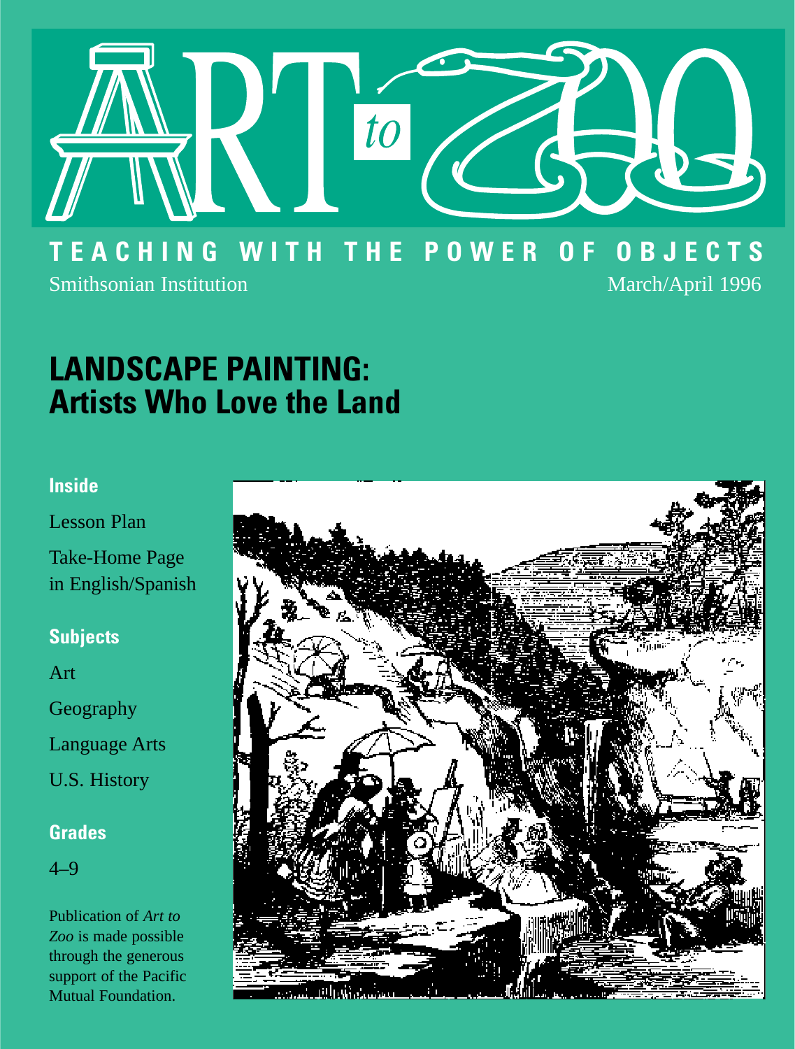# ART to ZOO

**TEACHING WITH THE POWER OF OBJECTS**

Smithsonian Institution

March/April 1996

## LANDSCAPE PAINTING: Artists Who Love the Land

### Inside

Lesson Plan

Take-Home Page in English/Spanish

### Subjects

Art

Geography

Language Arts

U.S. History

### Grades

4–9

Publication of *Art to Zoo* is made possible through the generous support of the Pacific Mutual Foundation.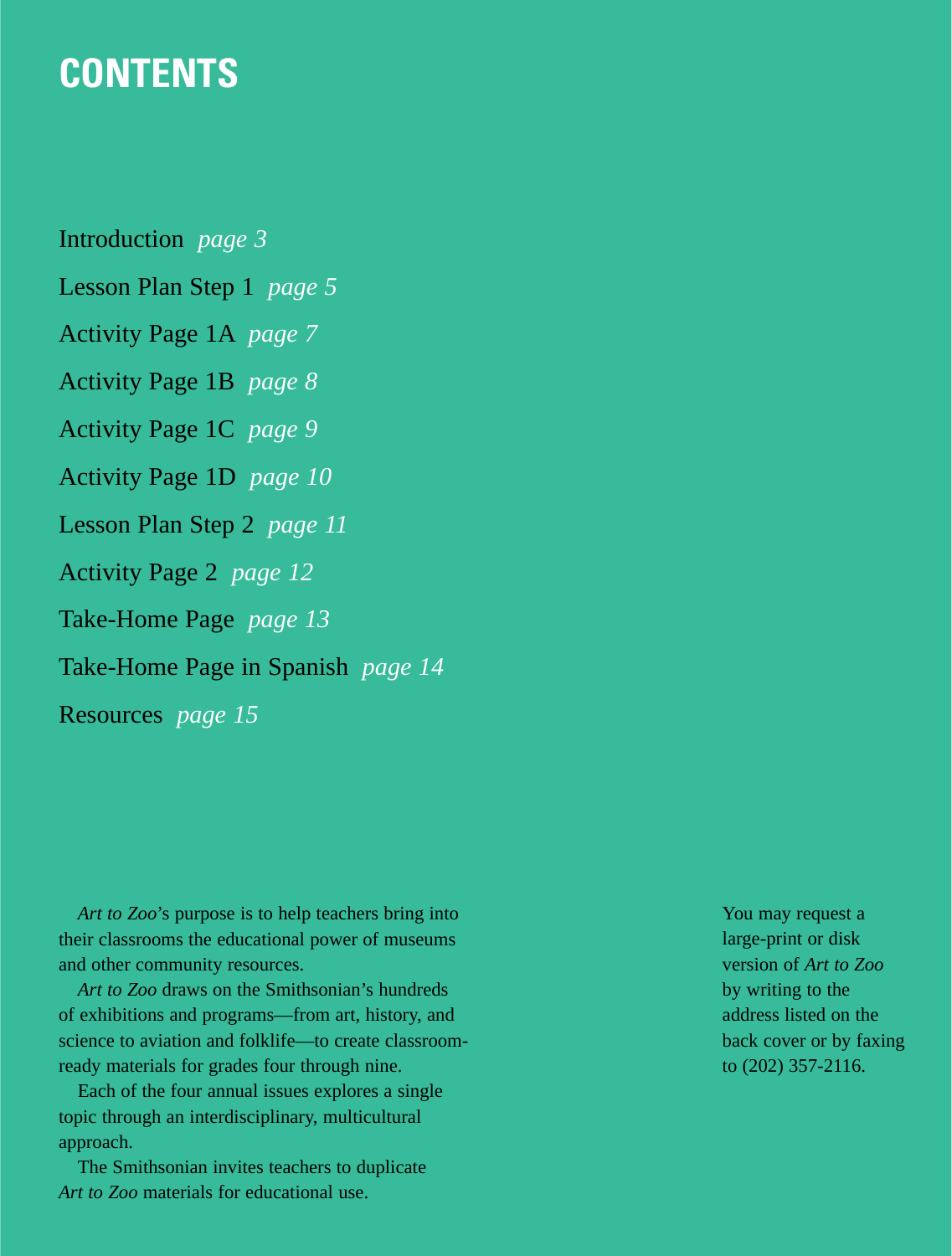# CONTENTS

Introduction *page 3*

Lesson Plan Step 1 *page 5*

Activity Page 1A *page 7*

Activity Page 1B *page 8*

Activity Page 1C *page 9*

Activity Page 1D *page 10*

Lesson Plan Step 2 *page 11*

Activity Page 2 *page 12*

Take-Home Page *page 13*

Take-Home Page in Spanish *page 14*

Resources *page 15*

*Art to Zoo*'s purpose is to help teachers bring into their classrooms the educational power of museums and other community resources.

*Art to Zoo* draws on the Smithsonian's hundreds of exhibitions and programs—from art, history, and science to aviation and folklife—to create classroom-ready materials for grades four through nine.

Each of the four annual issues explores a single topic through an interdisciplinary, multicultural approach.

The Smithsonian invites teachers to duplicate *Art to Zoo* materials for educational use.

You may request a large-print or disk version of *Art to Zoo* by writing to the address listed on the back cover or by faxing to (202) 357-2116.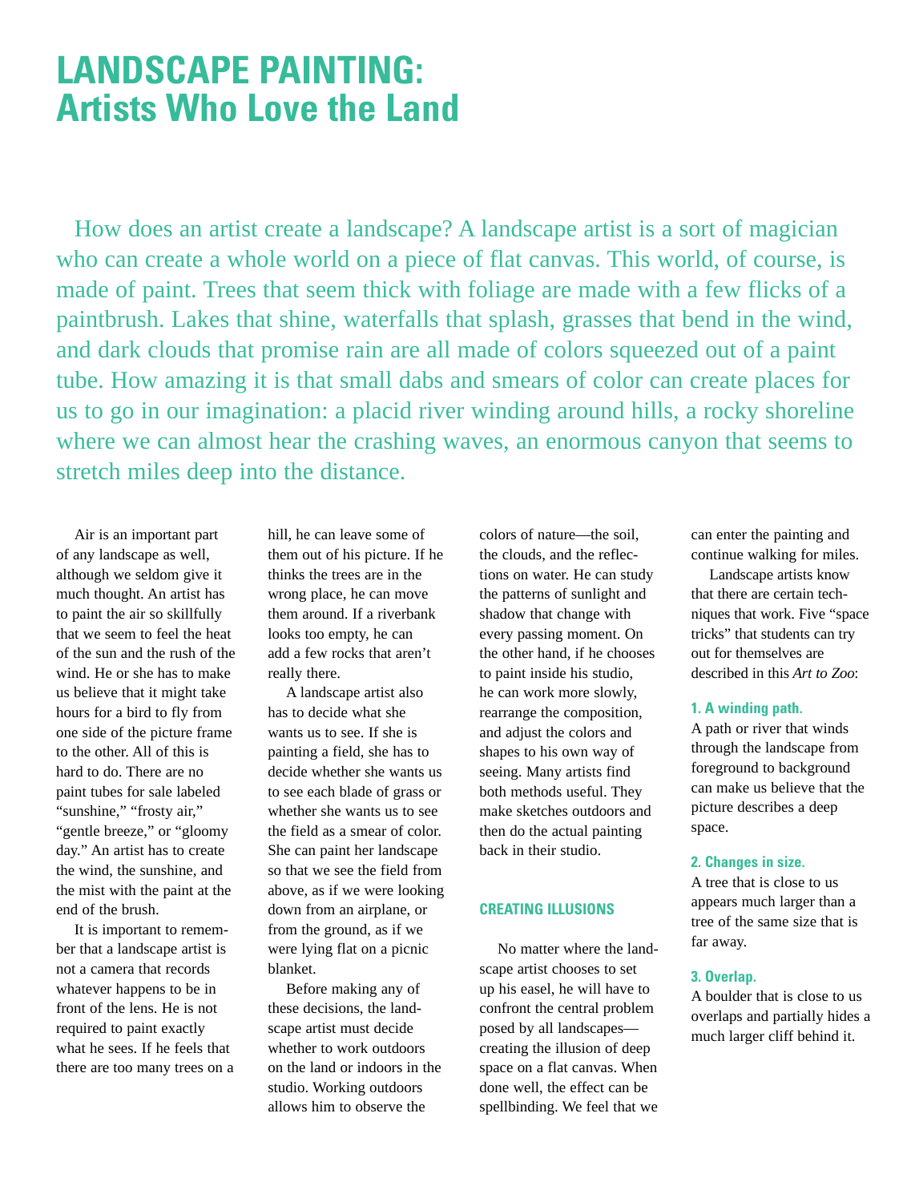# LANDSCAPE PAINTING: Artists Who Love the Land

How does an artist create a landscape? A landscape artist is a sort of magician who can create a whole world on a piece of flat canvas. This world, of course, is made of paint. Trees that seem thick with foliage are made with a few flicks of a paintbrush. Lakes that shine, waterfalls that splash, grasses that bend in the wind, and dark clouds that promise rain are all made of colors squeezed out of a paint tube. How amazing it is that small dabs and smears of color can create places for us to go in our imagination: a placid river winding around hills, a rocky shoreline where we can almost hear the crashing waves, an enormous canyon that seems to stretch miles deep into the distance.

Air is an important part of any landscape as well, although we seldom give it much thought. An artist has to paint the air so skillfully that we seem to feel the heat of the sun and the rush of the wind. He or she has to make us believe that it might take hours for a bird to fly from one side of the picture frame to the other. All of this is hard to do. There are no paint tubes for sale labeled "sunshine," "frosty air," "gentle breeze," or "gloomy day." An artist has to create the wind, the sunshine, and the mist with the paint at the end of the brush.

It is important to remember that a landscape artist is not a camera that records whatever happens to be in front of the lens. He is not required to paint exactly what he sees. If he feels that there are too many trees on a hill, he can leave some of them out of his picture. If he thinks the trees are in the wrong place, he can move them around. If a riverbank looks too empty, he can add a few rocks that aren't really there.

A landscape artist also has to decide what she wants us to see. If she is painting a field, she has to decide whether she wants us to see each blade of grass or whether she wants us to see the field as a smear of color. She can paint her landscape so that we see the field from above, as if we were looking down from an airplane, or from the ground, as if we were lying flat on a picnic blanket.

Before making any of these decisions, the landscape artist must decide whether to work outdoors on the land or indoors in the studio. Working outdoors allows him to observe the colors of nature—the soil, the clouds, and the reflections on water. He can study the patterns of sunlight and shadow that change with every passing moment. On the other hand, if he chooses to paint inside his studio, he can work more slowly, rearrange the composition, and adjust the colors and shapes to his own way of seeing. Many artists find both methods useful. They make sketches outdoors and then do the actual painting back in their studio.

## CREATING ILLUSIONS

No matter where the landscape artist chooses to set up his easel, he will have to confront the central problem posed by all landscapes—creating the illusion of deep space on a flat canvas. When done well, the effect can be spellbinding. We feel that we can enter the painting and continue walking for miles.

Landscape artists know that there are certain techniques that work. Five "space tricks" that students can try out for themselves are described in this *Art to Zoo*:

### 1. A winding path.

A path or river that winds through the landscape from foreground to background can make us believe that the picture describes a deep space.

### 2. Changes in size.

A tree that is close to us appears much larger than a tree of the same size that is far away.

### 3. Overlap.

A boulder that is close to us overlaps and partially hides a much larger cliff behind it.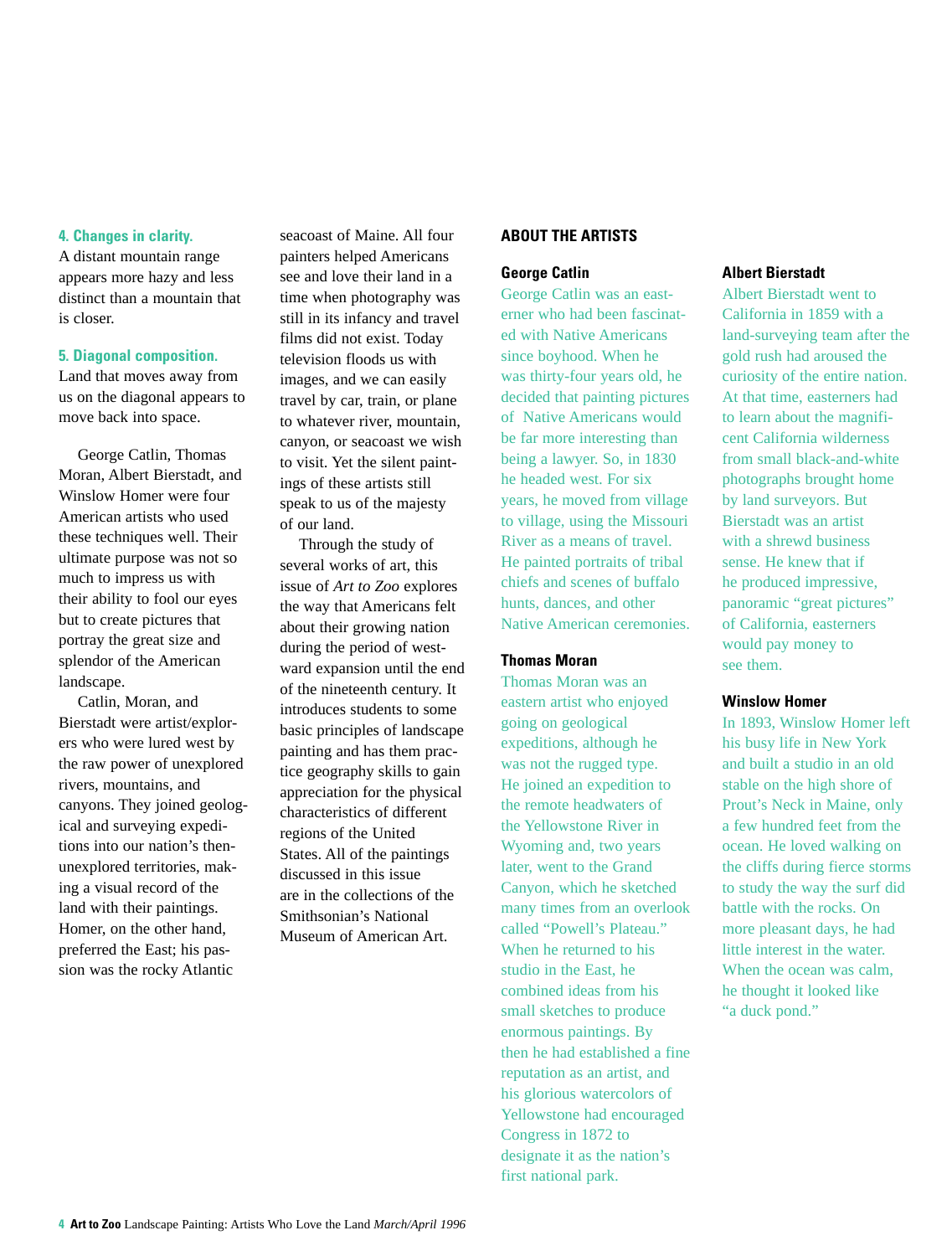**4. Changes in clarity.**
A distant mountain range appears more hazy and less distinct than a mountain that is closer.

**5. Diagonal composition.**
Land that moves away from us on the diagonal appears to move back into space.

George Catlin, Thomas Moran, Albert Bierstadt, and Winslow Homer were four American artists who used these techniques well. Their ultimate purpose was not so much to impress us with their ability to fool our eyes but to create pictures that portray the great size and splendor of the American landscape.

Catlin, Moran, and Bierstadt were artist/explorers who were lured west by the raw power of unexplored rivers, mountains, and canyons. They joined geological and surveying expeditions into our nation's then-unexplored territories, making a visual record of the land with their paintings. Homer, on the other hand, preferred the East; his passion was the rocky Atlantic seacoast of Maine. All four painters helped Americans see and love their land in a time when photography was still in its infancy and travel films did not exist. Today television floods us with images, and we can easily travel by car, train, or plane to whatever river, mountain, canyon, or seacoast we wish to visit. Yet the silent paintings of these artists still speak to us of the majesty of our land.

Through the study of several works of art, this issue of *Art to Zoo* explores the way that Americans felt about their growing nation during the period of westward expansion until the end of the nineteenth century. It introduces students to some basic principles of landscape painting and has them practice geography skills to gain appreciation for the physical characteristics of different regions of the United States. All of the paintings discussed in this issue are in the collections of the Smithsonian's National Museum of American Art.

## ABOUT THE ARTISTS

### George Catlin

George Catlin was an easterner who had been fascinated with Native Americans since boyhood. When he was thirty-four years old, he decided that painting pictures of Native Americans would be far more interesting than being a lawyer. So, in 1830 he headed west. For six years, he moved from village to village, using the Missouri River as a means of travel. He painted portraits of tribal chiefs and scenes of buffalo hunts, dances, and other Native American ceremonies.

### Thomas Moran

Thomas Moran was an eastern artist who enjoyed going on geological expeditions, although he was not the rugged type. He joined an expedition to the remote headwaters of the Yellowstone River in Wyoming and, two years later, went to the Grand Canyon, which he sketched many times from an overlook called "Powell's Plateau." When he returned to his studio in the East, he combined ideas from his small sketches to produce enormous paintings. By then he had established a fine reputation as an artist, and his glorious watercolors of Yellowstone had encouraged Congress in 1872 to designate it as the nation's first national park.

### Albert Bierstadt

Albert Bierstadt went to California in 1859 with a land-surveying team after the gold rush had aroused the curiosity of the entire nation. At that time, easterners had to learn about the magnificent California wilderness from small black-and-white photographs brought home by land surveyors. But Bierstadt was an artist with a shrewd business sense. He knew that if he produced impressive, panoramic "great pictures" of California, easterners would pay money to see them.

### Winslow Homer

In 1893, Winslow Homer left his busy life in New York and built a studio in an old stable on the high shore of Prout's Neck in Maine, only a few hundred feet from the ocean. He loved walking on the cliffs during fierce storms to study the way the surf did battle with the rocks. On more pleasant days, he had little interest in the water. When the ocean was calm, he thought it looked like "a duck pond."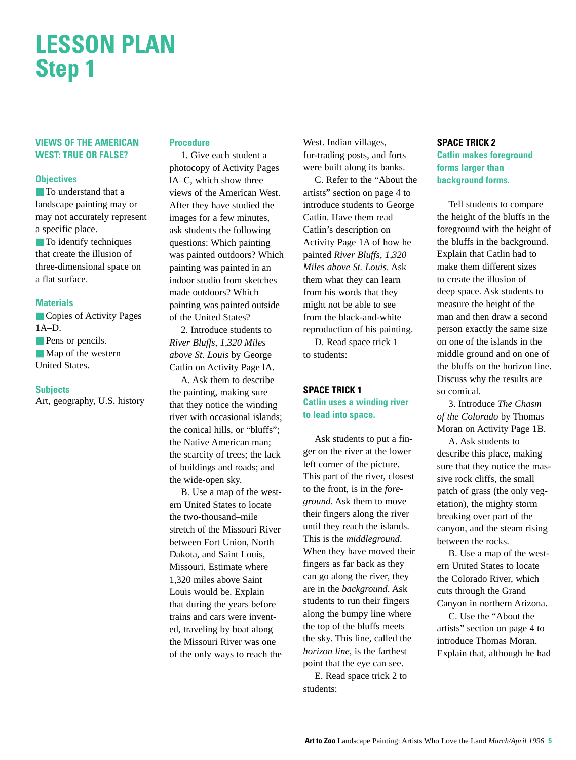# LESSON PLAN
# Step 1

### VIEWS OF THE AMERICAN WEST: TRUE OR FALSE?

#### Objectives

- To understand that a landscape painting may or may not accurately represent a specific place.
- To identify techniques that create the illusion of three-dimensional space on a flat surface.

#### Materials

- Copies of Activity Pages 1A–D.
- Pens or pencils.
- Map of the western United States.

#### Subjects

Art, geography, U.S. history

#### Procedure

1. Give each student a photocopy of Activity Pages lA–C, which show three views of the American West. After they have studied the images for a few minutes, ask students the following questions: Which painting was painted outdoors? Which painting was painted in an indoor studio from sketches made outdoors? Which painting was painted outside of the United States?

2. Introduce students to *River Bluffs, 1,320 Miles above St. Louis* by George Catlin on Activity Page lA.

A. Ask them to describe the painting, making sure that they notice the winding river with occasional islands; the conical hills, or "bluffs"; the Native American man; the scarcity of trees; the lack of buildings and roads; and the wide-open sky.

B. Use a map of the western United States to locate the two-thousand–mile stretch of the Missouri River between Fort Union, North Dakota, and Saint Louis, Missouri. Estimate where 1,320 miles above Saint Louis would be. Explain that during the years before trains and cars were invented, traveling by boat along the Missouri River was one of the only ways to reach the West. Indian villages, fur-trading posts, and forts were built along its banks.

C. Refer to the "About the artists" section on page 4 to introduce students to George Catlin. Have them read Catlin's description on Activity Page 1A of how he painted *River Bluffs, 1,320 Miles above St. Louis*. Ask them what they can learn from his words that they might not be able to see from the black-and-white reproduction of his painting.

D. Read space trick 1 to students:

#### SPACE TRICK 1
**Catlin uses a winding river to lead into space.**

Ask students to put a finger on the river at the lower left corner of the picture. This part of the river, closest to the front, is in the *foreground*. Ask them to move their fingers along the river until they reach the islands. This is the *middleground*. When they have moved their fingers as far back as they can go along the river, they are in the *background*. Ask students to run their fingers along the bumpy line where the top of the bluffs meets the sky. This line, called the *horizon line*, is the farthest point that the eye can see.

E. Read space trick 2 to students:

#### SPACE TRICK 2
**Catlin makes foreground forms larger than background forms.**

Tell students to compare the height of the bluffs in the foreground with the height of the bluffs in the background. Explain that Catlin had to make them different sizes to create the illusion of deep space. Ask students to measure the height of the man and then draw a second person exactly the same size on one of the islands in the middle ground and on one of the bluffs on the horizon line. Discuss why the results are so comical.

3. Introduce *The Chasm of the Colorado* by Thomas Moran on Activity Page 1B.

A. Ask students to describe this place, making sure that they notice the massive rock cliffs, the small patch of grass (the only vegetation), the mighty storm breaking over part of the canyon, and the steam rising between the rocks.

B. Use a map of the western United States to locate the Colorado River, which cuts through the Grand Canyon in northern Arizona.

C. Use the "About the artists" section on page 4 to introduce Thomas Moran. Explain that, although he had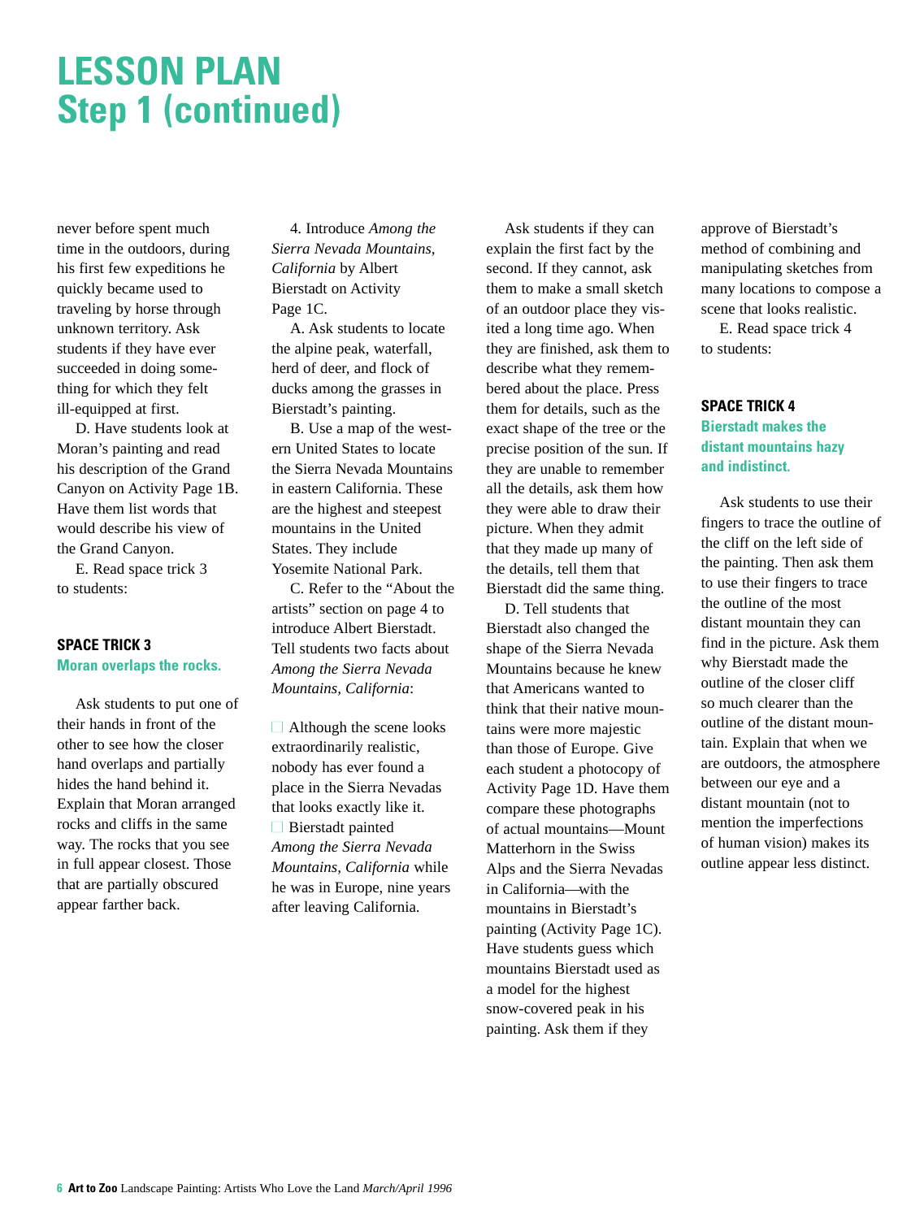# LESSON PLAN
# Step 1 (continued)

never before spent much time in the outdoors, during his first few expeditions he quickly became used to traveling by horse through unknown territory. Ask students if they have ever succeeded in doing something for which they felt ill-equipped at first.

D. Have students look at Moran's painting and read his description of the Grand Canyon on Activity Page 1B. Have them list words that would describe his view of the Grand Canyon.

E. Read space trick 3 to students:

### SPACE TRICK 3
**Moran overlaps the rocks.**

Ask students to put one of their hands in front of the other to see how the closer hand overlaps and partially hides the hand behind it. Explain that Moran arranged rocks and cliffs in the same way. The rocks that you see in full appear closest. Those that are partially obscured appear farther back.

4. Introduce *Among the Sierra Nevada Mountains, California* by Albert Bierstadt on Activity Page 1C.

A. Ask students to locate the alpine peak, waterfall, herd of deer, and flock of ducks among the grasses in Bierstadt's painting.

B. Use a map of the western United States to locate the Sierra Nevada Mountains in eastern California. These are the highest and steepest mountains in the United States. They include Yosemite National Park.

C. Refer to the "About the artists" section on page 4 to introduce Albert Bierstadt. Tell students two facts about *Among the Sierra Nevada Mountains, California*:

- Although the scene looks extraordinarily realistic, nobody has ever found a place in the Sierra Nevadas that looks exactly like it.
- Bierstadt painted *Among the Sierra Nevada Mountains, California* while he was in Europe, nine years after leaving California.

Ask students if they can explain the first fact by the second. If they cannot, ask them to make a small sketch of an outdoor place they visited a long time ago. When they are finished, ask them to describe what they remembered about the place. Press them for details, such as the exact shape of the tree or the precise position of the sun. If they are unable to remember all the details, ask them how they were able to draw their picture. When they admit that they made up many of the details, tell them that Bierstadt did the same thing.

D. Tell students that Bierstadt also changed the shape of the Sierra Nevada Mountains because he knew that Americans wanted to think that their native mountains were more majestic than those of Europe. Give each student a photocopy of Activity Page 1D. Have them compare these photographs of actual mountains—Mount Matterhorn in the Swiss Alps and the Sierra Nevadas in California—with the mountains in Bierstadt's painting (Activity Page 1C). Have students guess which mountains Bierstadt used as a model for the highest snow-covered peak in his painting. Ask them if they approve of Bierstadt's method of combining and manipulating sketches from many locations to compose a scene that looks realistic.

E. Read space trick 4 to students:

### SPACE TRICK 4
**Bierstadt makes the distant mountains hazy and indistinct.**

Ask students to use their fingers to trace the outline of the cliff on the left side of the painting. Then ask them to use their fingers to trace the outline of the most distant mountain they can find in the picture. Ask them why Bierstadt made the outline of the closer cliff so much clearer than the outline of the distant mountain. Explain that when we are outdoors, the atmosphere between our eye and a distant mountain (not to mention the imperfections of human vision) makes its outline appear less distinct.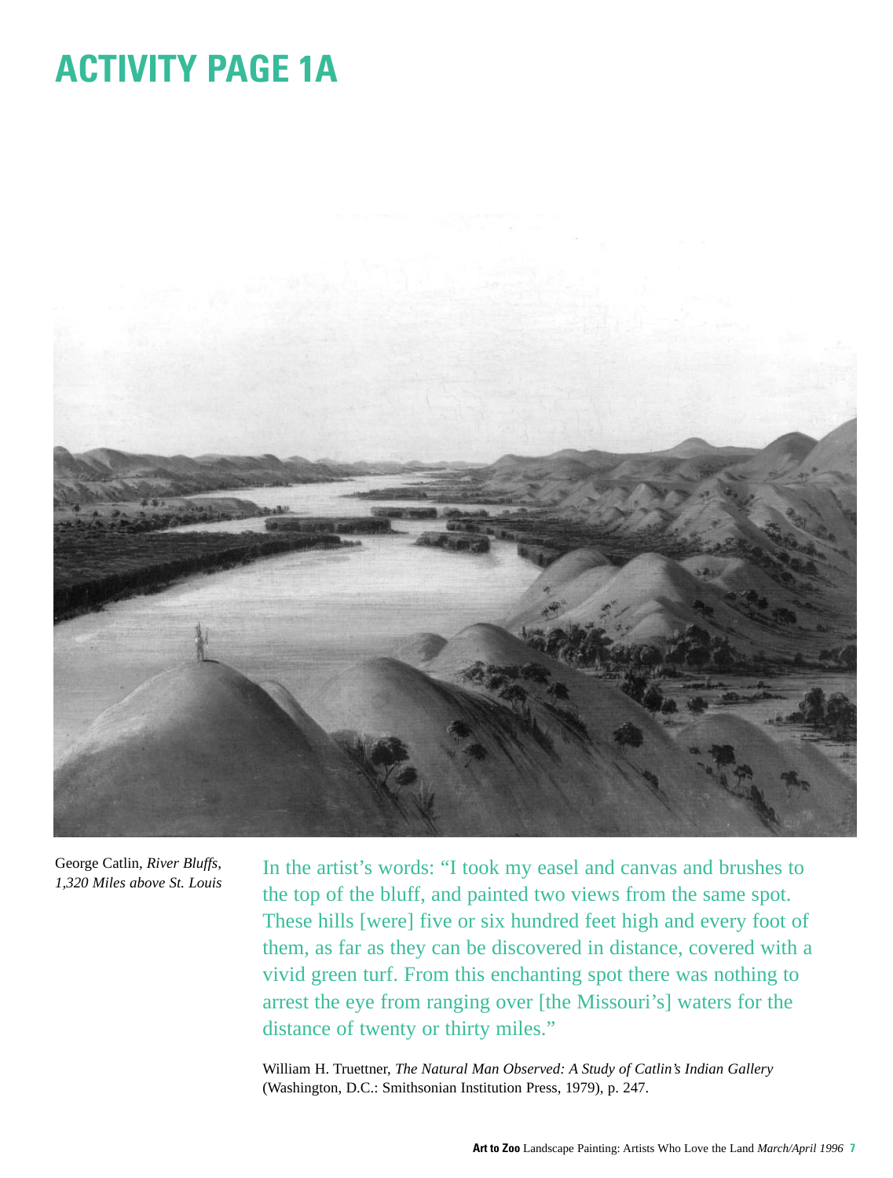# ACTIVITY PAGE 1A

George Catlin, *River Bluffs, 1,320 Miles above St. Louis*

In the artist's words: "I took my easel and canvas and brushes to the top of the bluff, and painted two views from the same spot. These hills [were] five or six hundred feet high and every foot of them, as far as they can be discovered in distance, covered with a vivid green turf. From this enchanting spot there was nothing to arrest the eye from ranging over [the Missouri's] waters for the distance of twenty or thirty miles."

William H. Truettner, *The Natural Man Observed: A Study of Catlin's Indian Gallery* (Washington, D.C.: Smithsonian Institution Press, 1979), p. 247.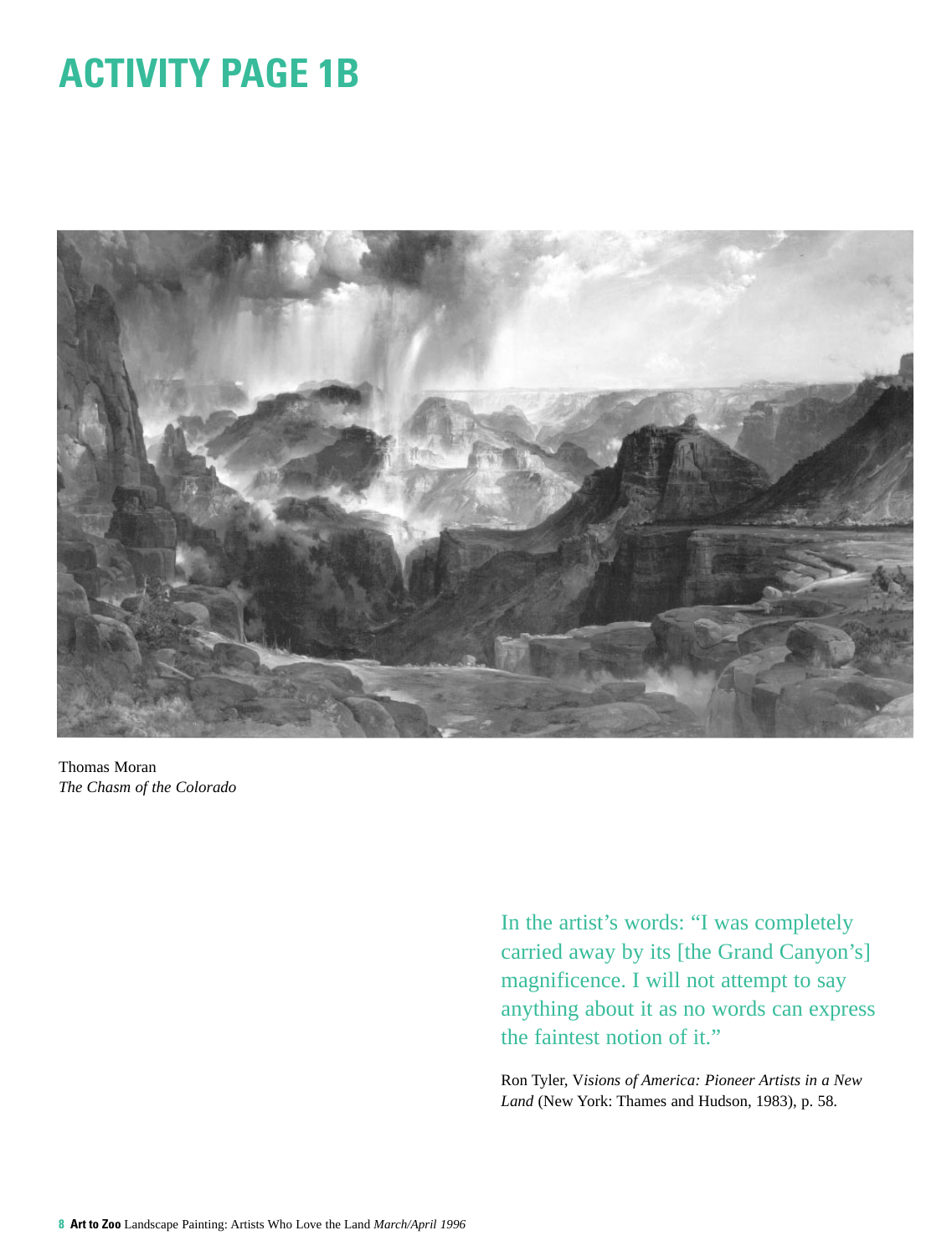# ACTIVITY PAGE 1B

Thomas Moran
*The Chasm of the Colorado*

In the artist's words: "I was completely carried away by its [the Grand Canyon's] magnificence. I will not attempt to say anything about it as no words can express the faintest notion of it."

Ron Tyler, V*isions of America: Pioneer Artists in a New Land* (New York: Thames and Hudson, 1983), p. 58.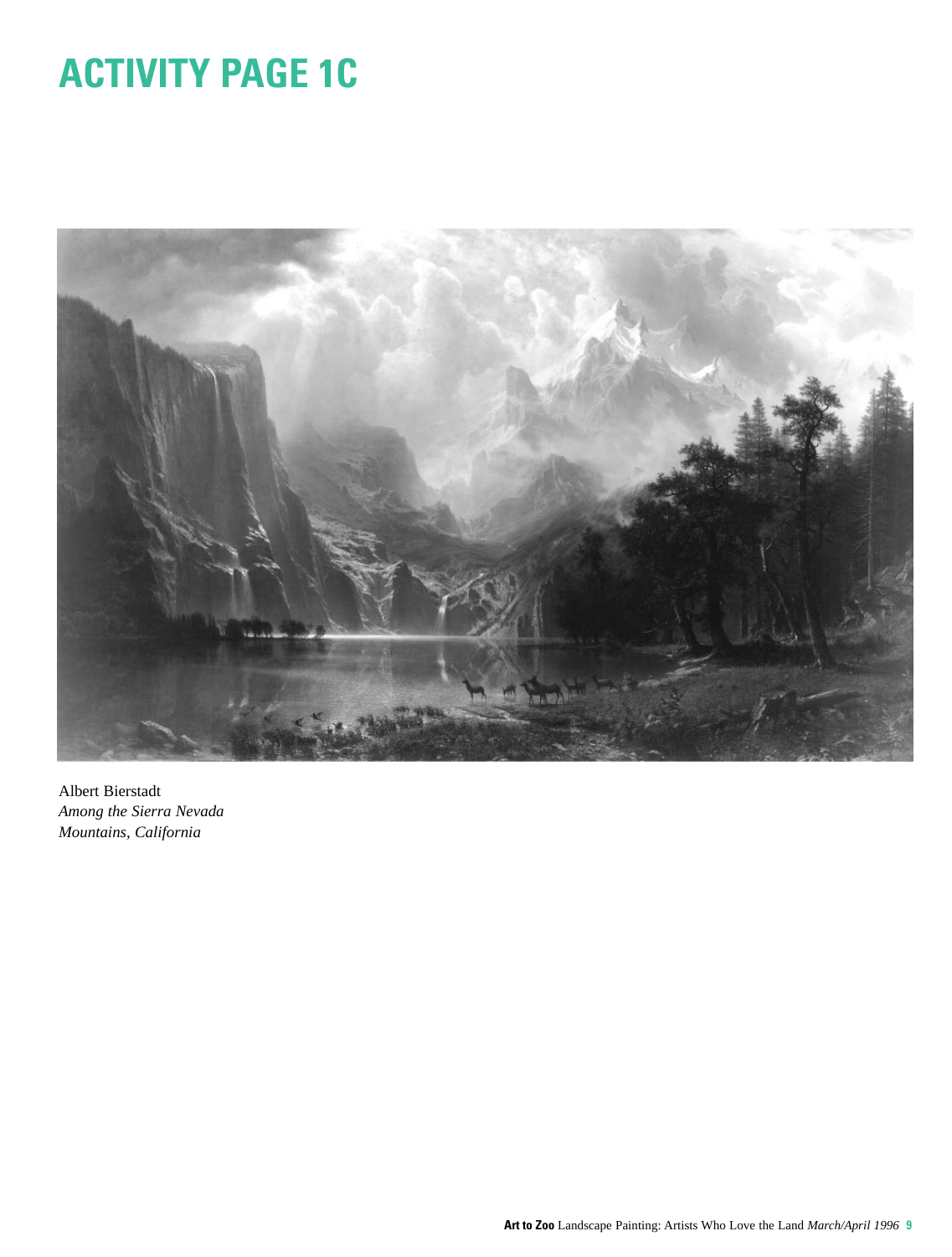# ACTIVITY PAGE 1C

Albert Bierstadt
*Among the Sierra Nevada Mountains, California*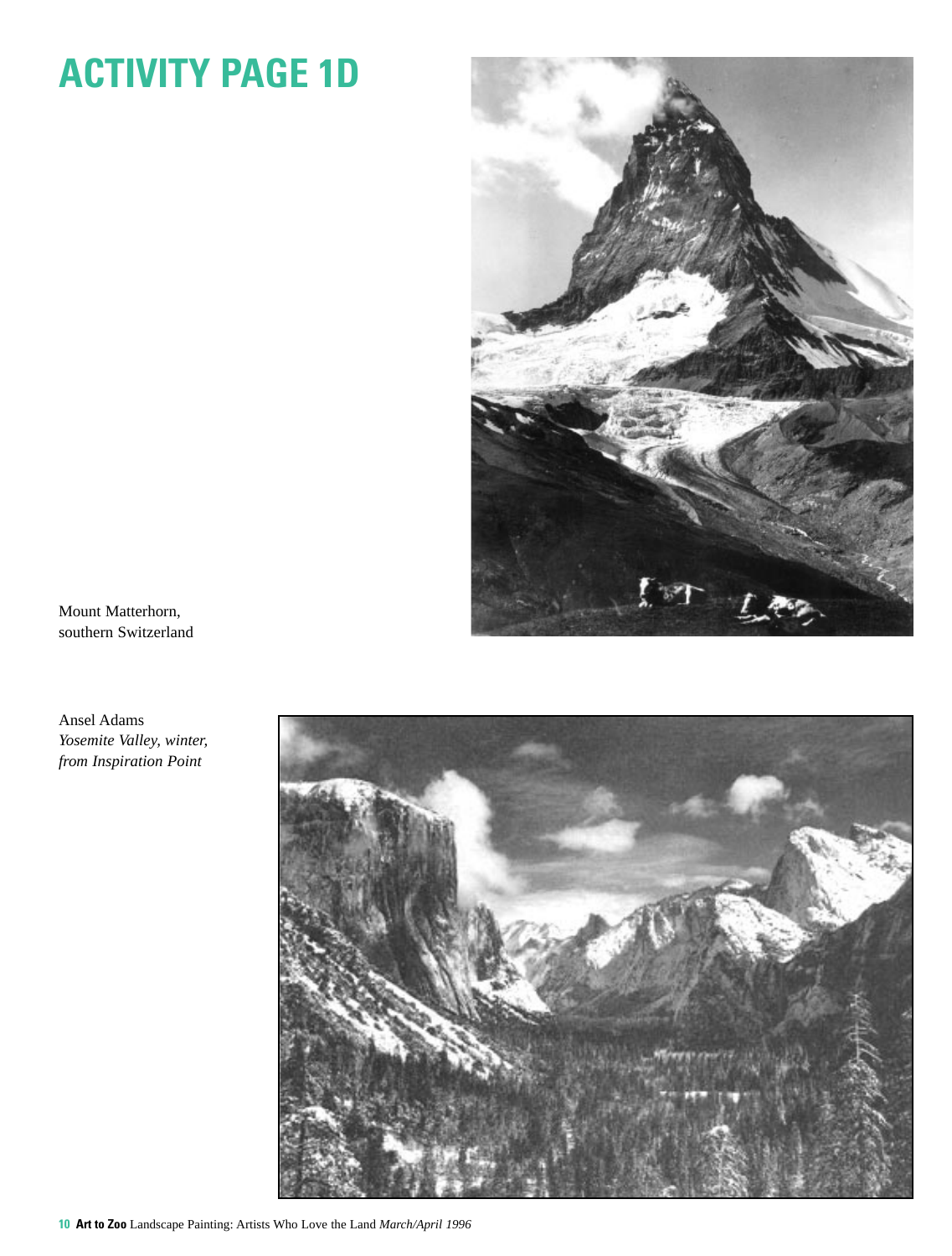# ACTIVITY PAGE 1D

Mount Matterhorn,
southern Switzerland

Ansel Adams
*Yosemite Valley, winter,*
*from Inspiration Point*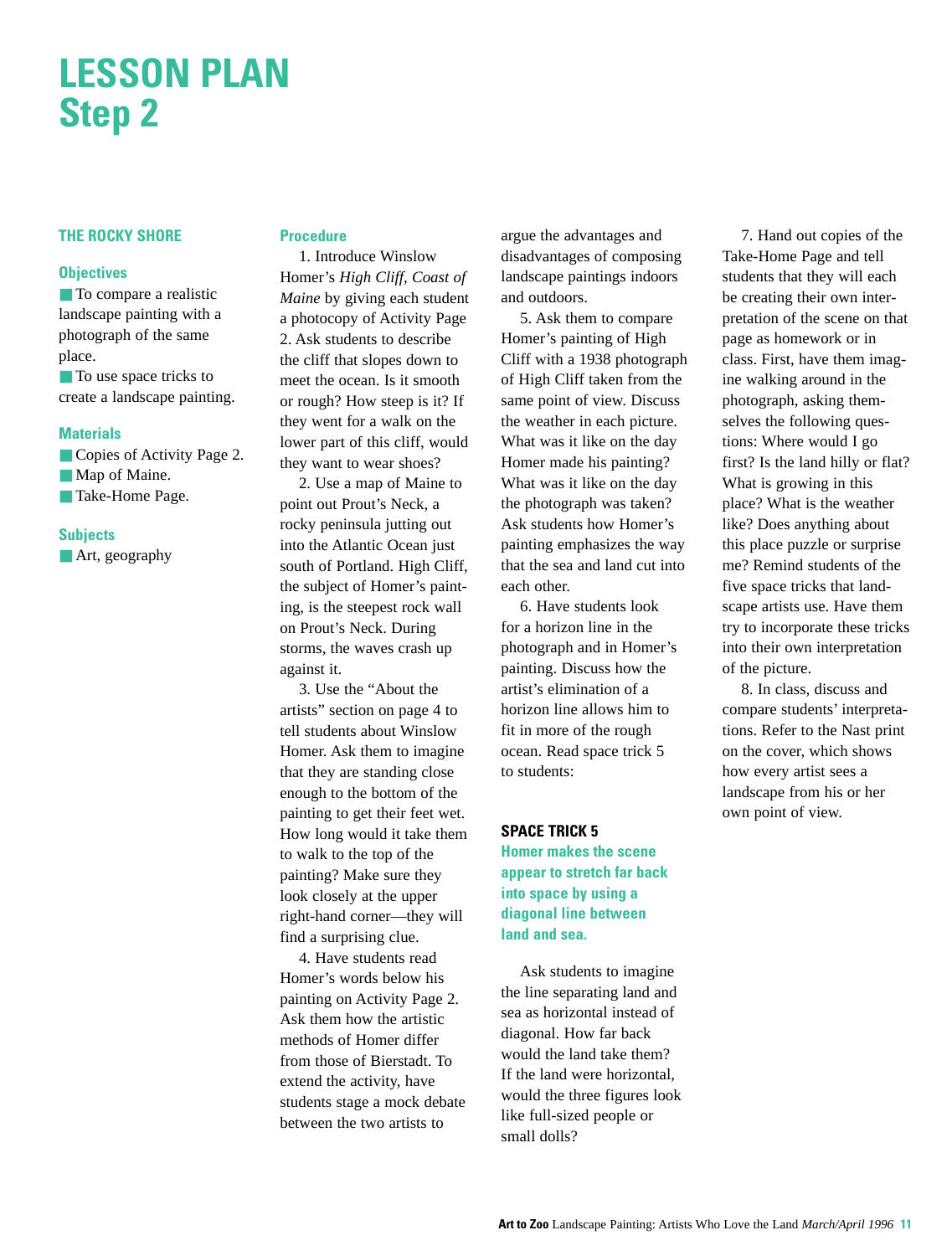# LESSON PLAN
# Step 2

## THE ROCKY SHORE

### Objectives

- To compare a realistic landscape painting with a photograph of the same place.
- To use space tricks to create a landscape painting.

### Materials

- Copies of Activity Page 2.
- Map of Maine.
- Take-Home Page.

### Subjects

- Art, geography

### Procedure

1. Introduce Winslow Homer's *High Cliff, Coast of Maine* by giving each student a photocopy of Activity Page 2. Ask students to describe the cliff that slopes down to meet the ocean. Is it smooth or rough? How steep is it? If they went for a walk on the lower part of this cliff, would they want to wear shoes?

2. Use a map of Maine to point out Prout's Neck, a rocky peninsula jutting out into the Atlantic Ocean just south of Portland. High Cliff, the subject of Homer's painting, is the steepest rock wall on Prout's Neck. During storms, the waves crash up against it.

3. Use the "About the artists" section on page 4 to tell students about Winslow Homer. Ask them to imagine that they are standing close enough to the bottom of the painting to get their feet wet. How long would it take them to walk to the top of the painting? Make sure they look closely at the upper right-hand corner—they will find a surprising clue.

4. Have students read Homer's words below his painting on Activity Page 2. Ask them how the artistic methods of Homer differ from those of Bierstadt. To extend the activity, have students stage a mock debate between the two artists to argue the advantages and disadvantages of composing landscape paintings indoors and outdoors.

5. Ask them to compare Homer's painting of High Cliff with a 1938 photograph of High Cliff taken from the same point of view. Discuss the weather in each picture. What was it like on the day Homer made his painting? What was it like on the day the photograph was taken? Ask students how Homer's painting emphasizes the way that the sea and land cut into each other.

6. Have students look for a horizon line in the photograph and in Homer's painting. Discuss how the artist's elimination of a horizon line allows him to fit in more of the rough ocean. Read space trick 5 to students:

**SPACE TRICK 5**

**Homer makes the scene appear to stretch far back into space by using a diagonal line between land and sea.**

Ask students to imagine the line separating land and sea as horizontal instead of diagonal. How far back would the land take them? If the land were horizontal, would the three figures look like full-sized people or small dolls?

7. Hand out copies of the Take-Home Page and tell students that they will each be creating their own interpretation of the scene on that page as homework or in class. First, have them imagine walking around in the photograph, asking themselves the following questions: Where would I go first? Is the land hilly or flat? What is growing in this place? What is the weather like? Does anything about this place puzzle or surprise me? Remind students of the five space tricks that landscape artists use. Have them try to incorporate these tricks into their own interpretation of the picture.

8. In class, discuss and compare students' interpretations. Refer to the Nast print on the cover, which shows how every artist sees a landscape from his or her own point of view.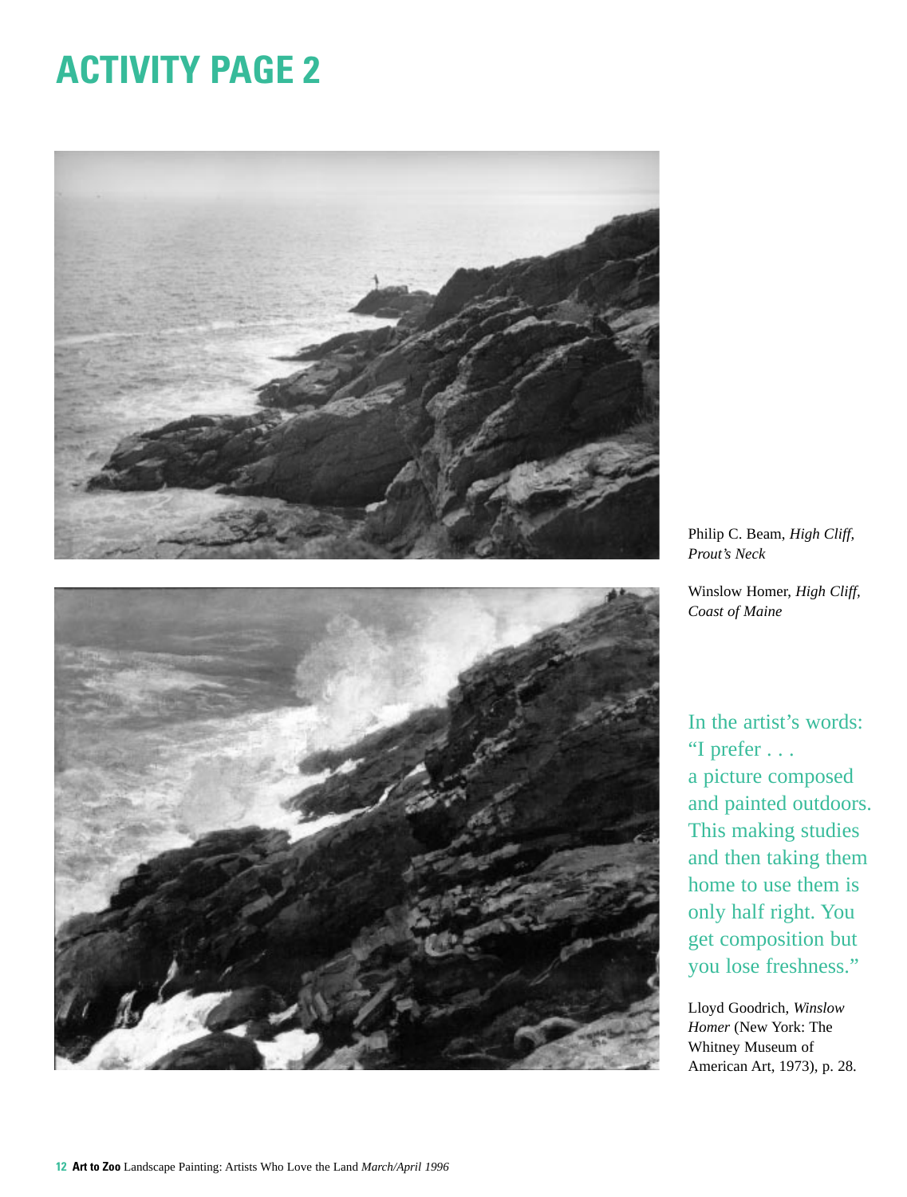# ACTIVITY PAGE 2

Philip C. Beam, *High Cliff, Prout's Neck*

Winslow Homer, *High Cliff, Coast of Maine*

In the artist's words: "I prefer . . . a picture composed and painted outdoors. This making studies and then taking them home to use them is only half right. You get composition but you lose freshness."

Lloyd Goodrich, *Winslow Homer* (New York: The Whitney Museum of American Art, 1973), p. 28.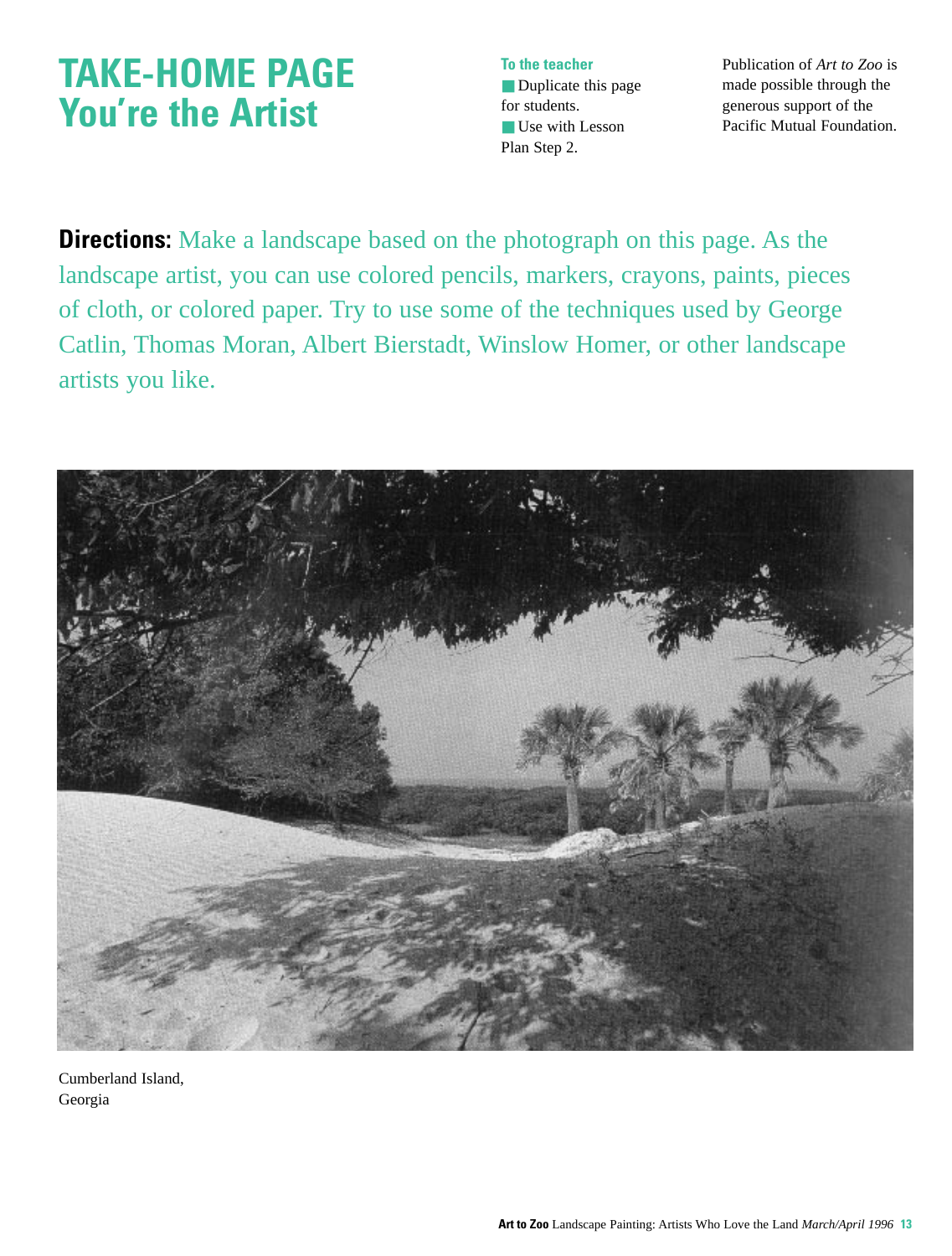# TAKE-HOME PAGE
# You're the Artist

**To the teacher**

- Duplicate this page for students.
- Use with Lesson Plan Step 2.

Publication of *Art to Zoo* is made possible through the generous support of the Pacific Mutual Foundation.

**Directions:** Make a landscape based on the photograph on this page. As the landscape artist, you can use colored pencils, markers, crayons, paints, pieces of cloth, or colored paper. Try to use some of the techniques used by George Catlin, Thomas Moran, Albert Bierstadt, Winslow Homer, or other landscape artists you like.

Cumberland Island, Georgia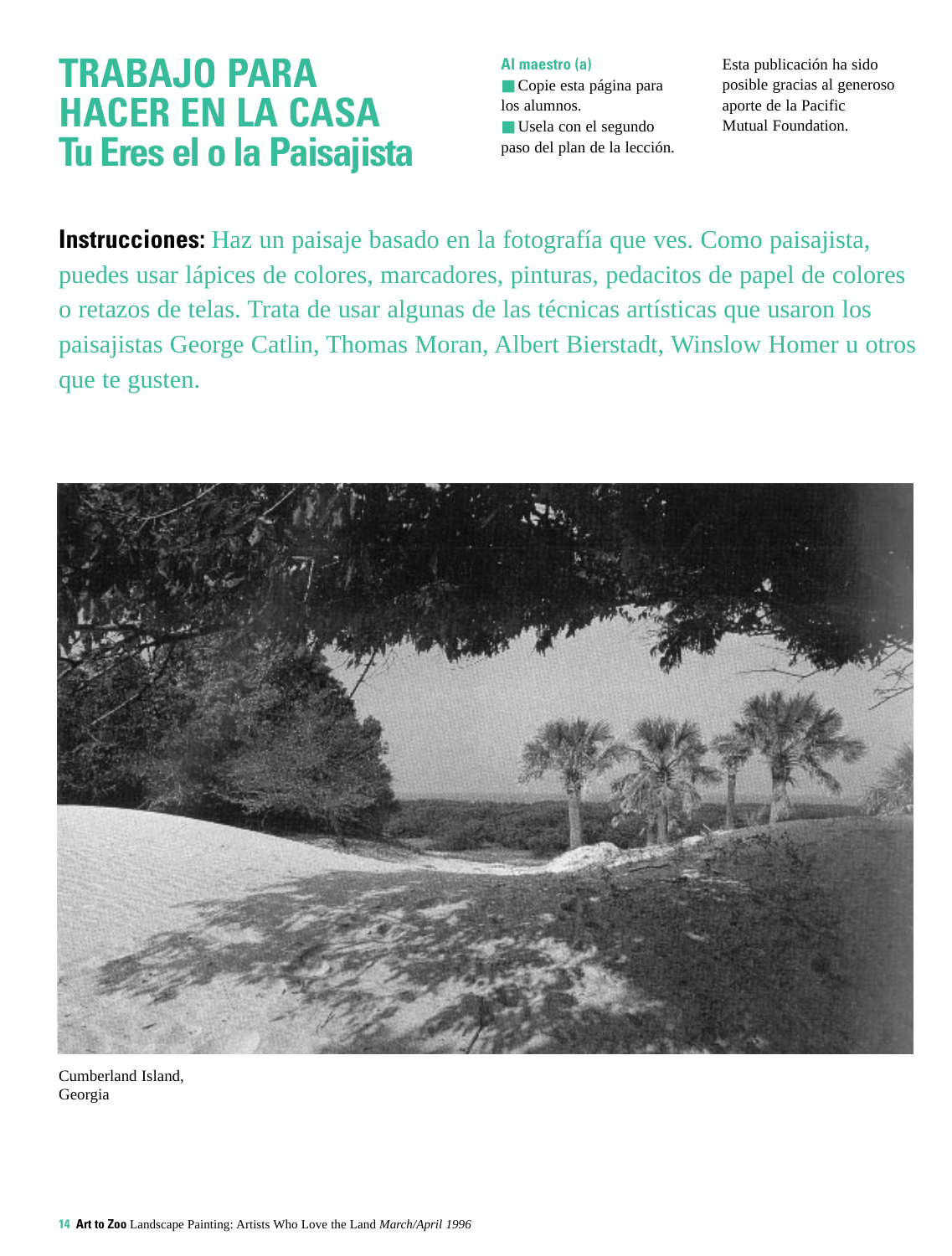# TRABAJO PARA HACER EN LA CASA
## Tu Eres el o la Paisajista

**Al maestro (a)**

- Copie esta página para los alumnos.
- Usela con el segundo paso del plan de la lección.

Esta publicación ha sido posible gracias al generoso aporte de la Pacific Mutual Foundation.

**Instrucciones:** Haz un paisaje basado en la fotografía que ves. Como paisajista, puedes usar lápices de colores, marcadores, pinturas, pedacitos de papel de colores o retazos de telas. Trata de usar algunas de las técnicas artísticas que usaron los paisajistas George Catlin, Thomas Moran, Albert Bierstadt, Winslow Homer u otros que te gusten.

Cumberland Island, Georgia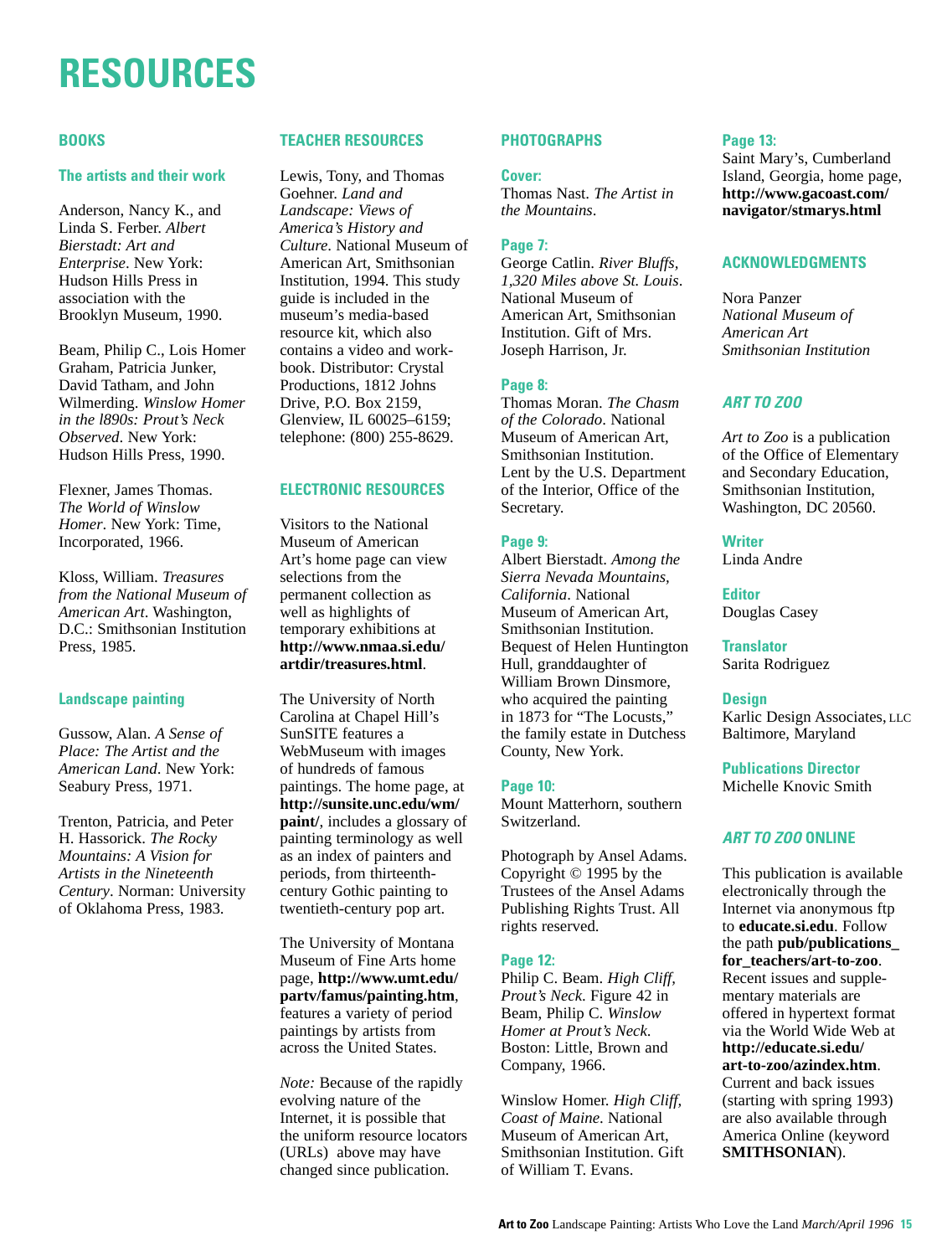# RESOURCES

## BOOKS

### The artists and their work

Anderson, Nancy K., and Linda S. Ferber. *Albert Bierstadt: Art and Enterprise*. New York: Hudson Hills Press in association with the Brooklyn Museum, 1990.

Beam, Philip C., Lois Homer Graham, Patricia Junker, David Tatham, and John Wilmerding. *Winslow Homer in the l890s: Prout's Neck Observed*. New York: Hudson Hills Press, 1990.

Flexner, James Thomas. *The World of Winslow Homer*. New York: Time, Incorporated, 1966.

Kloss, William. *Treasures from the National Museum of American Art*. Washington, D.C.: Smithsonian Institution Press, 1985.

### Landscape painting

Gussow, Alan. *A Sense of Place: The Artist and the American Land*. New York: Seabury Press, 1971.

Trenton, Patricia, and Peter H. Hassorick. *The Rocky Mountains: A Vision for Artists in the Nineteenth Century*. Norman: University of Oklahoma Press, 1983.

## TEACHER RESOURCES

Lewis, Tony, and Thomas Goehner. *Land and Landscape: Views of America's History and Culture*. National Museum of American Art, Smithsonian Institution, 1994. This study guide is included in the museum's media-based resource kit, which also contains a video and workbook. Distributor: Crystal Productions, 1812 Johns Drive, P.O. Box 2159, Glenview, IL 60025–6159; telephone: (800) 255-8629.

## ELECTRONIC RESOURCES

Visitors to the National Museum of American Art's home page can view selections from the permanent collection as well as highlights of temporary exhibitions at **http://www.nmaa.si.edu/artdir/treasures.html**.

The University of North Carolina at Chapel Hill's SunSITE features a WebMuseum with images of hundreds of famous paintings. The home page, at **http://sunsite.unc.edu/wm/paint/**, includes a glossary of painting terminology as well as an index of painters and periods, from thirteenth-century Gothic painting to twentieth-century pop art.

The University of Montana Museum of Fine Arts home page, **http://www.umt.edu/partv/famus/painting.htm**, features a variety of period paintings by artists from across the United States.

*Note:* Because of the rapidly evolving nature of the Internet, it is possible that the uniform resource locators (URLs) above may have changed since publication.

## PHOTOGRAPHS

**Cover:**
Thomas Nast. *The Artist in the Mountains*.

**Page 7:**
George Catlin. *River Bluffs, 1,320 Miles above St. Louis*. National Museum of American Art, Smithsonian Institution. Gift of Mrs. Joseph Harrison, Jr.

**Page 8:**
Thomas Moran. *The Chasm of the Colorado*. National Museum of American Art, Smithsonian Institution. Lent by the U.S. Department of the Interior, Office of the Secretary.

**Page 9:**
Albert Bierstadt. *Among the Sierra Nevada Mountains, California*. National Museum of American Art, Smithsonian Institution. Bequest of Helen Huntington Hull, granddaughter of William Brown Dinsmore, who acquired the painting in 1873 for "The Locusts," the family estate in Dutchess County, New York.

**Page 10:**
Mount Matterhorn, southern Switzerland.

Photograph by Ansel Adams. Copyright © 1995 by the Trustees of the Ansel Adams Publishing Rights Trust. All rights reserved.

**Page 12:**
Philip C. Beam. *High Cliff, Prout's Neck*. Figure 42 in Beam, Philip C. *Winslow Homer at Prout's Neck*. Boston: Little, Brown and Company, 1966.

Winslow Homer. *High Cliff, Coast of Maine*. National Museum of American Art, Smithsonian Institution. Gift of William T. Evans.

**Page 13:**
Saint Mary's, Cumberland Island, Georgia, home page, **http://www.gacoast.com/navigator/stmarys.html**

## ACKNOWLEDGMENTS

Nora Panzer
*National Museum of American Art*
*Smithsonian Institution*

## *ART TO ZOO*

*Art to Zoo* is a publication of the Office of Elementary and Secondary Education, Smithsonian Institution, Washington, DC 20560.

**Writer**
Linda Andre

**Editor**
Douglas Casey

**Translator**
Sarita Rodriguez

**Design**
Karlic Design Associates, LLC
Baltimore, Maryland

**Publications Director**
Michelle Knovic Smith

## *ART TO ZOO* ONLINE

This publication is available electronically through the Internet via anonymous ftp to **educate.si.edu**. Follow the path **pub/publications_for_teachers/art-to-zoo**. Recent issues and supplementary materials are offered in hypertext format via the World Wide Web at **http://educate.si.edu/art-to-zoo/azindex.htm**. Current and back issues (starting with spring 1993) are also available through America Online (keyword **SMITHSONIAN**).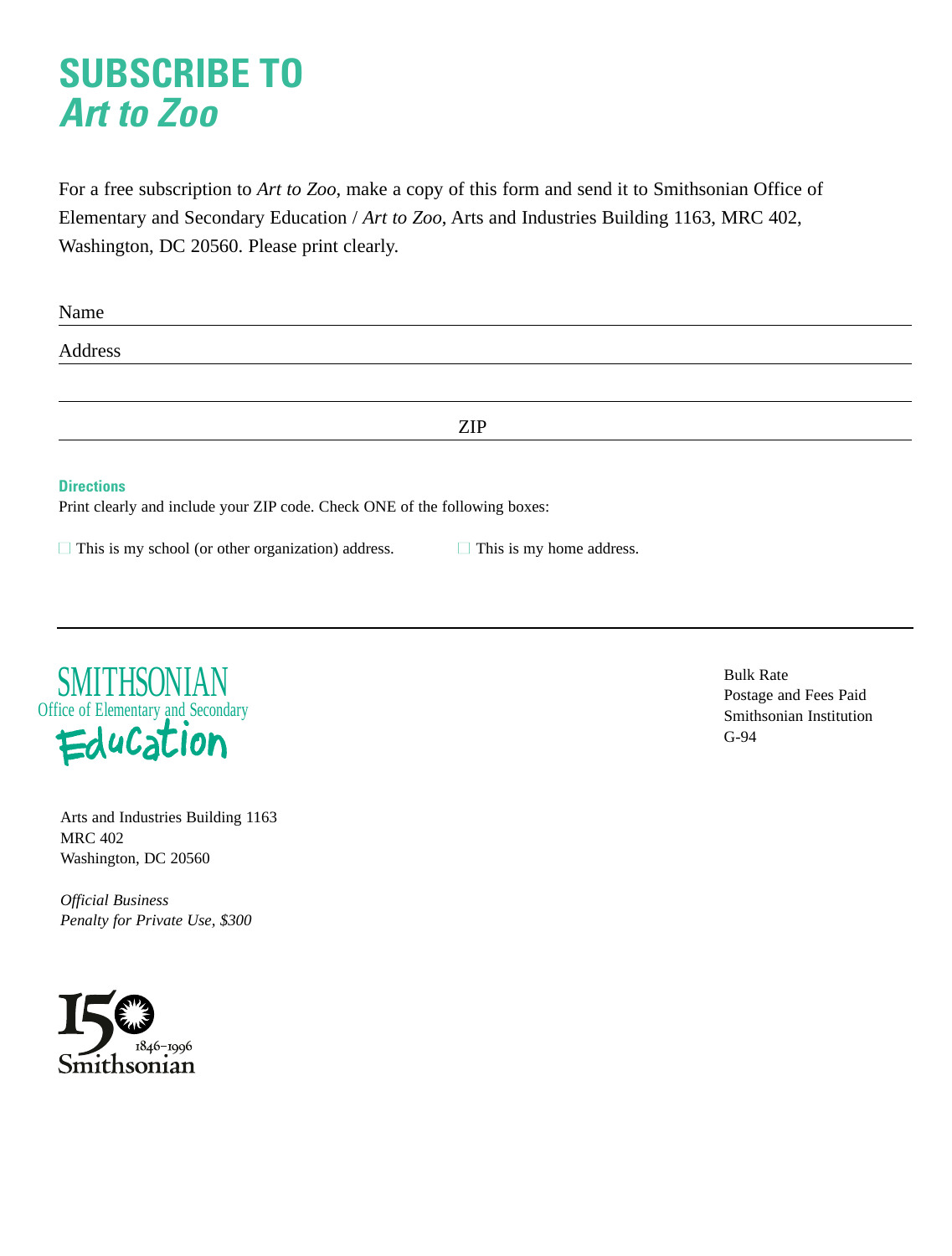# SUBSCRIBE TO *Art to Zoo*

For a free subscription to *Art to Zoo*, make a copy of this form and send it to Smithsonian Office of Elementary and Secondary Education / *Art to Zoo*, Arts and Industries Building 1163, MRC 402, Washington, DC 20560. Please print clearly.

Name ______________________________

Address ______________________________

______________________________

ZIP ______________________________

**Directions**

Print clearly and include your ZIP code. Check ONE of the following boxes:

☐ This is my school (or other organization) address.

☐ This is my home address.

---

SMITHSONIAN
Office of Elementary and Secondary
Education

Arts and Industries Building 1163
MRC 402
Washington, DC 20560

*Official Business*
*Penalty for Private Use, $300*

150
1846–1996
Smithsonian

Bulk Rate
Postage and Fees Paid
Smithsonian Institution
G-94